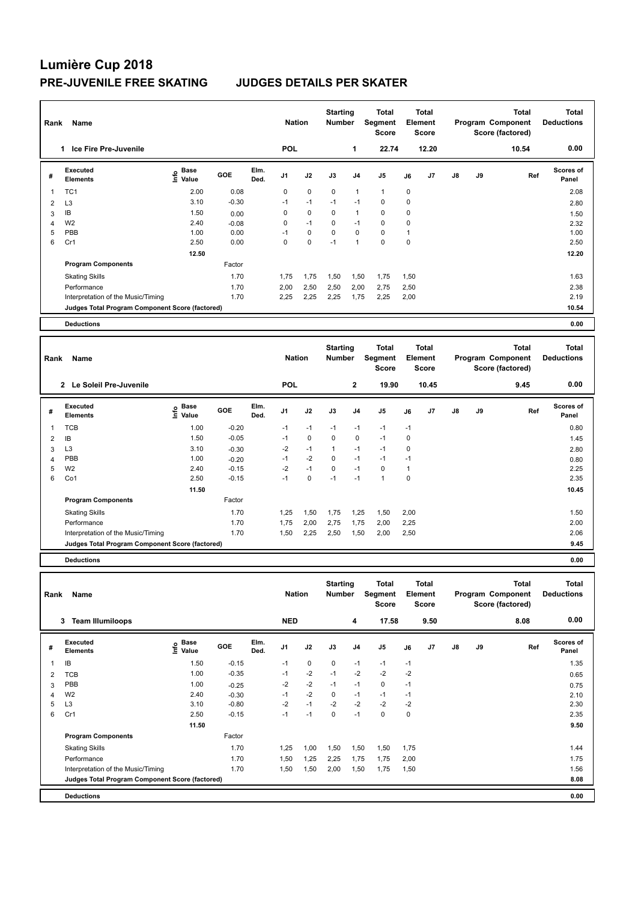# Lumière Cup 2018

## PRE-JUVENILE FREE SKATING JUDGES DETAILS PER SKATER

| Rank | Name | Nation | Starting Number | Total Segment Score | Total Element Score | Total Program Component Score (factored) | Total Deductions |
|---|---|---|---|---|---|---|---|
| 1 | Ice Fire Pre-Juvenile | POL | 1 | 22.74 | 12.20 | 10.54 | 0.00 |

| # | Executed Elements | Info | Base Value | GOE | Elm. Ded. | J1 | J2 | J3 | J4 | J5 | J6 | J7 | J8 | J9 | Ref | Scores of Panel |
|---|---|---|---|---|---|---|---|---|---|---|---|---|---|---|---|---|
| 1 | TC1 | | 2.00 | 0.08 | | 0 | 0 | 0 | 1 | 1 | 0 | | | | | 2.08 |
| 2 | L3 | | 3.10 | -0.30 | | -1 | -1 | -1 | -1 | 0 | 0 | | | | | 2.80 |
| 3 | IB | | 1.50 | 0.00 | | 0 | 0 | 0 | 1 | 0 | 0 | | | | | 1.50 |
| 4 | W2 | | 2.40 | -0.08 | | 0 | -1 | 0 | -1 | 0 | 0 | | | | | 2.32 |
| 5 | PBB | | 1.00 | 0.00 | | -1 | 0 | 0 | 0 | 0 | 1 | | | | | 1.00 |
| 6 | Cr1 | | 2.50 | 0.00 | | 0 | 0 | -1 | 1 | 0 | 0 | | | | | 2.50 |
| | | | 12.50 | | | | | | | | | | | | | 12.20 |
| | **Program Components** | | | Factor | | | | | | | | | | | | |
| | Skating Skills | | | 1.70 | | 1,75 | 1,75 | 1,50 | 1,50 | 1,75 | 1,50 | | | | | 1.63 |
| | Performance | | | 1.70 | | 2,00 | 2,50 | 2,50 | 2,00 | 2,75 | 2,50 | | | | | 2.38 |
| | Interpretation of the Music/Timing | | | 1.70 | | 2,25 | 2,25 | 2,25 | 1,75 | 2,25 | 2,00 | | | | | 2.19 |
| | **Judges Total Program Component Score (factored)** | | | | | | | | | | | | | | | 10.54 |
| | **Deductions** | | | | | | | | | | | | | | | 0.00 |

| Rank | Name | Nation | Starting Number | Total Segment Score | Total Element Score | Total Program Component Score (factored) | Total Deductions |
|---|---|---|---|---|---|---|---|
| 2 | Le Soleil Pre-Juvenile | POL | 2 | 19.90 | 10.45 | 9.45 | 0.00 |

| # | Executed Elements | Info | Base Value | GOE | Elm. Ded. | J1 | J2 | J3 | J4 | J5 | J6 | J7 | J8 | J9 | Ref | Scores of Panel |
|---|---|---|---|---|---|---|---|---|---|---|---|---|---|---|---|---|
| 1 | TCB | | 1.00 | -0.20 | | -1 | -1 | -1 | -1 | -1 | -1 | | | | | 0.80 |
| 2 | IB | | 1.50 | -0.05 | | -1 | 0 | 0 | 0 | -1 | 0 | | | | | 1.45 |
| 3 | L3 | | 3.10 | -0.30 | | -2 | -1 | 1 | -1 | -1 | 0 | | | | | 2.80 |
| 4 | PBB | | 1.00 | -0.20 | | -1 | -2 | 0 | -1 | -1 | -1 | | | | | 0.80 |
| 5 | W2 | | 2.40 | -0.15 | | -2 | -1 | 0 | -1 | 0 | 1 | | | | | 2.25 |
| 6 | Co1 | | 2.50 | -0.15 | | -1 | 0 | -1 | -1 | 1 | 0 | | | | | 2.35 |
| | | | 11.50 | | | | | | | | | | | | | 10.45 |
| | **Program Components** | | | Factor | | | | | | | | | | | | |
| | Skating Skills | | | 1.70 | | 1,25 | 1,50 | 1,75 | 1,25 | 1,50 | 2,00 | | | | | 1.50 |
| | Performance | | | 1.70 | | 1,75 | 2,00 | 2,75 | 1,75 | 2,00 | 2,25 | | | | | 2.00 |
| | Interpretation of the Music/Timing | | | 1.70 | | 1,50 | 2,25 | 2,50 | 1,50 | 2,00 | 2,50 | | | | | 2.06 |
| | **Judges Total Program Component Score (factored)** | | | | | | | | | | | | | | | 9.45 |
| | **Deductions** | | | | | | | | | | | | | | | 0.00 |

| Rank | Name | Nation | Starting Number | Total Segment Score | Total Element Score | Total Program Component Score (factored) | Total Deductions |
|---|---|---|---|---|---|---|---|
| 3 | Team Illumiloops | NED | 4 | 17.58 | 9.50 | 8.08 | 0.00 |

| # | Executed Elements | Info | Base Value | GOE | Elm. Ded. | J1 | J2 | J3 | J4 | J5 | J6 | J7 | J8 | J9 | Ref | Scores of Panel |
|---|---|---|---|---|---|---|---|---|---|---|---|---|---|---|---|---|
| 1 | IB | | 1.50 | -0.15 | | -1 | 0 | 0 | -1 | -1 | -1 | | | | | 1.35 |
| 2 | TCB | | 1.00 | -0.35 | | -1 | -2 | -1 | -2 | -2 | -2 | | | | | 0.65 |
| 3 | PBB | | 1.00 | -0.25 | | -2 | -2 | -1 | -1 | 0 | -1 | | | | | 0.75 |
| 4 | W2 | | 2.40 | -0.30 | | -1 | -2 | 0 | -1 | -1 | -1 | | | | | 2.10 |
| 5 | L3 | | 3.10 | -0.80 | | -2 | -1 | -2 | -2 | -2 | -2 | | | | | 2.30 |
| 6 | Cr1 | | 2.50 | -0.15 | | -1 | -1 | 0 | -1 | 0 | 0 | | | | | 2.35 |
| | | | 11.50 | | | | | | | | | | | | | 9.50 |
| | **Program Components** | | | Factor | | | | | | | | | | | | |
| | Skating Skills | | | 1.70 | | 1,25 | 1,00 | 1,50 | 1,50 | 1,50 | 1,75 | | | | | 1.44 |
| | Performance | | | 1.70 | | 1,50 | 1,25 | 2,25 | 1,75 | 1,75 | 2,00 | | | | | 1.75 |
| | Interpretation of the Music/Timing | | | 1.70 | | 1,50 | 1,50 | 2,00 | 1,50 | 1,75 | 1,50 | | | | | 1.56 |
| | **Judges Total Program Component Score (factored)** | | | | | | | | | | | | | | | 8.08 |
| | **Deductions** | | | | | | | | | | | | | | | 0.00 |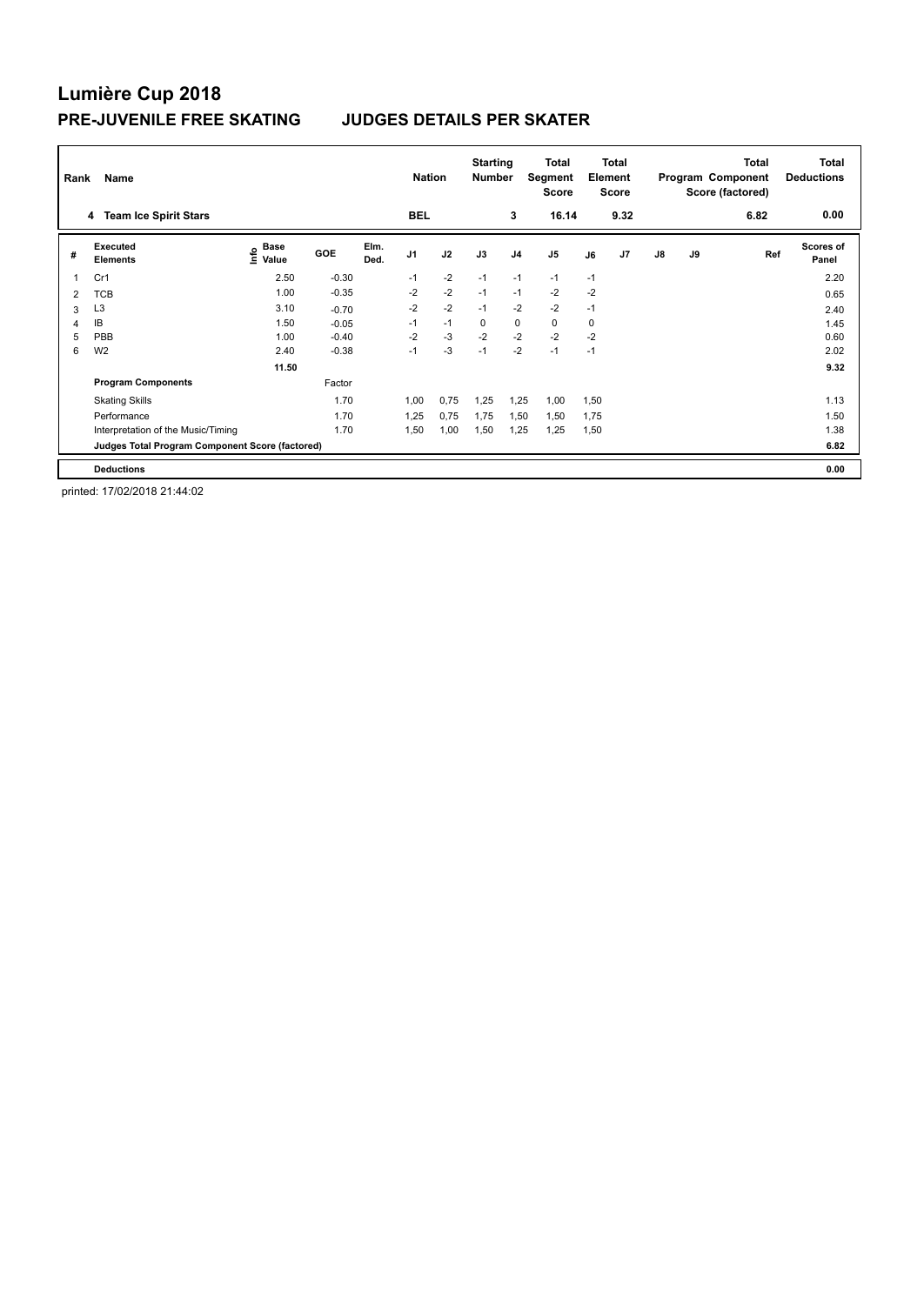# Lumière Cup 2018

## PRE-JUVENILE FREE SKATING JUDGES DETAILS PER SKATER

| Rank | Name | Nation | Starting Number | Total Segment Score | Total Element Score | Total Program Component Score (factored) | Total Deductions |
|---|---|---|---|---|---|---|---|
| 4 | Team Ice Spirit Stars | BEL | 3 | 16.14 | 9.32 | 6.82 | 0.00 |

| # | Executed Elements | Info | Base Value | GOE | Elm. Ded. | J1 | J2 | J3 | J4 | J5 | J6 | J7 | J8 | J9 | Ref | Scores of Panel |
|---|---|---|---|---|---|---|---|---|---|---|---|---|---|---|---|---|
| 1 | Cr1 | | 2.50 | -0.30 | | -1 | -2 | -1 | -1 | -1 | -1 | | | | | 2.20 |
| 2 | TCB | | 1.00 | -0.35 | | -2 | -2 | -1 | -1 | -2 | -2 | | | | | 0.65 |
| 3 | L3 | | 3.10 | -0.70 | | -2 | -2 | -1 | -2 | -2 | -1 | | | | | 2.40 |
| 4 | IB | | 1.50 | -0.05 | | -1 | -1 | 0 | 0 | 0 | 0 | | | | | 1.45 |
| 5 | PBB | | 1.00 | -0.40 | | -2 | -3 | -2 | -2 | -2 | -2 | | | | | 0.60 |
| 6 | W2 | | 2.40 | -0.38 | | -1 | -3 | -1 | -2 | -1 | -1 | | | | | 2.02 |
| | | | 11.50 | | | | | | | | | | | | | 9.32 |
| | **Program Components** | | | Factor | | | | | | | | | | | | |
| | Skating Skills | | | 1.70 | | 1,00 | 0,75 | 1,25 | 1,25 | 1,00 | 1,50 | | | | | 1.13 |
| | Performance | | | 1.70 | | 1,25 | 0,75 | 1,75 | 1,50 | 1,50 | 1,75 | | | | | 1.50 |
| | Interpretation of the Music/Timing | | | 1.70 | | 1,50 | 1,00 | 1,50 | 1,25 | 1,25 | 1,50 | | | | | 1.38 |
| | **Judges Total Program Component Score (factored)** | | | | | | | | | | | | | | | 6.82 |
| | **Deductions** | | | | | | | | | | | | | | | 0.00 |

printed: 17/02/2018 21:44:02